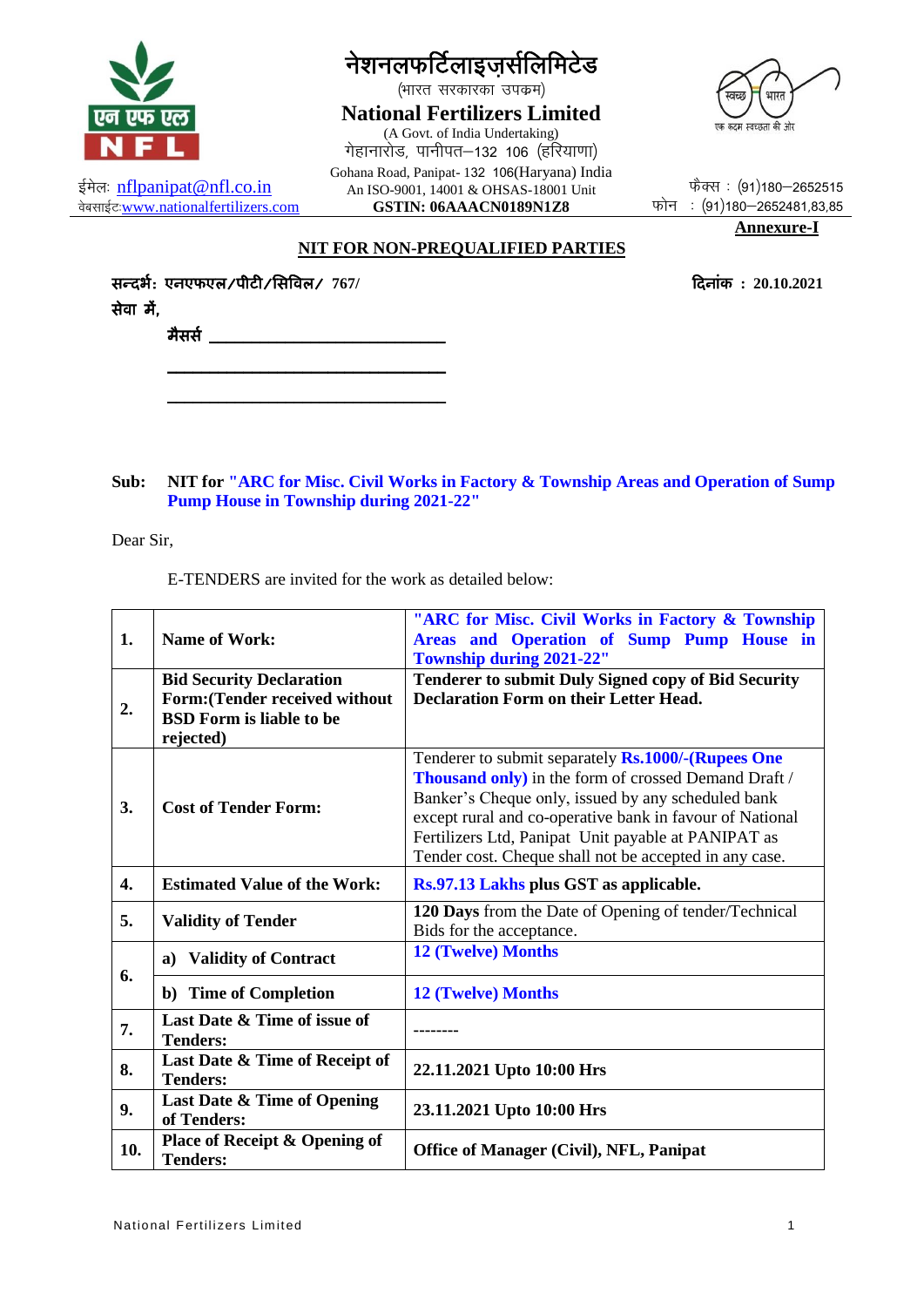नेशनलफर्टिलाइज़र्सलिमिटेड

(भारत सरकारका उपक्रम)

**National Fertilizers Limited**

(A Govt. of India Undertaking)

गेहानारोड, पानीपत–132 106 (हरियाणा)

Gohana Road, Panipat- 132 106(Haryana) India

An ISO-9001, 14001 & OHSAS-18001 Unit

**GSTIN: 06AAACN0189N1Z8**

ईमेल: nflpanipat@nfl.co.in

वेबसाईट:www.nationalfertilizers.com

फैक्स : (91)180–2652515

फोन : (91)180–2652481,83,85

**Annexure-I**

## NIT FOR NON-PREQUALIFIED PARTIES

**सन्दर्भ: एनएफएल/पीटी/सिविल/ 767/** **दिनांक : 20.10.2021**

**सेवा में,**

**मैसर्स** ____________________________

____________________________

____________________________

**Sub: NIT for "ARC for Misc. Civil Works in Factory & Township Areas and Operation of Sump Pump House in Township during 2021-22"**

Dear Sir,

E-TENDERS are invited for the work as detailed below:

| | | |
|---|---|---|
| **1.** | **Name of Work:** | **"ARC for Misc. Civil Works in Factory & Township Areas and Operation of Sump Pump House in Township during 2021-22"** |
| **2.** | **Bid Security Declaration Form:(Tender received without BSD Form is liable to be rejected)** | **Tenderer to submit Duly Signed copy of Bid Security Declaration Form on their Letter Head.** |
| **3.** | **Cost of Tender Form:** | Tenderer to submit separately **Rs.1000/-(Rupees One Thousand only)** in the form of crossed Demand Draft / Banker's Cheque only, issued by any scheduled bank except rural and co-operative bank in favour of National Fertilizers Ltd, Panipat Unit payable at PANIPAT as Tender cost. Cheque shall not be accepted in any case. |
| **4.** | **Estimated Value of the Work:** | **Rs.97.13 Lakhs plus GST as applicable.** |
| **5.** | **Validity of Tender** | **120 Days** from the Date of Opening of tender/Technical Bids for the acceptance. |
| **6.** | **a) Validity of Contract** | **12 (Twelve) Months** |
| | **b) Time of Completion** | **12 (Twelve) Months** |
| **7.** | **Last Date & Time of issue of Tenders:** | -------- |
| **8.** | **Last Date & Time of Receipt of Tenders:** | **22.11.2021 Upto 10:00 Hrs** |
| **9.** | **Last Date & Time of Opening of Tenders:** | **23.11.2021 Upto 10:00 Hrs** |
| **10.** | **Place of Receipt & Opening of Tenders:** | **Office of Manager (Civil), NFL, Panipat** |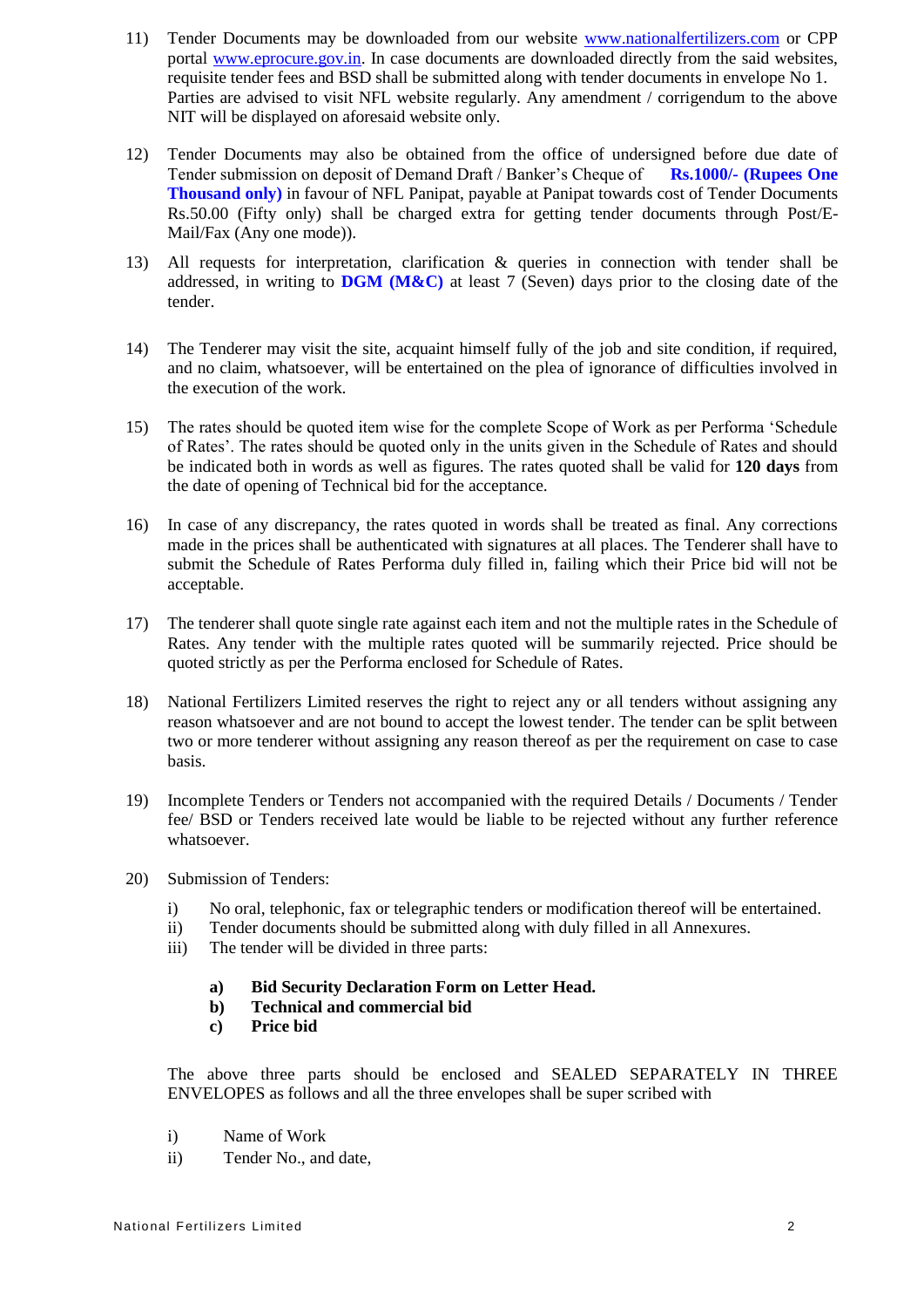11) Tender Documents may be downloaded from our website www.nationalfertilizers.com or CPP portal www.eprocure.gov.in. In case documents are downloaded directly from the said websites, requisite tender fees and BSD shall be submitted along with tender documents in envelope No 1. Parties are advised to visit NFL website regularly. Any amendment / corrigendum to the above NIT will be displayed on aforesaid website only.

12) Tender Documents may also be obtained from the office of undersigned before due date of Tender submission on deposit of Demand Draft / Banker's Cheque of **Rs.1000/- (Rupees One Thousand only)** in favour of NFL Panipat, payable at Panipat towards cost of Tender Documents Rs.50.00 (Fifty only) shall be charged extra for getting tender documents through Post/E-Mail/Fax (Any one mode)).

13) All requests for interpretation, clarification & queries in connection with tender shall be addressed, in writing to **DGM (M&C)** at least 7 (Seven) days prior to the closing date of the tender.

14) The Tenderer may visit the site, acquaint himself fully of the job and site condition, if required, and no claim, whatsoever, will be entertained on the plea of ignorance of difficulties involved in the execution of the work.

15) The rates should be quoted item wise for the complete Scope of Work as per Performa 'Schedule of Rates'. The rates should be quoted only in the units given in the Schedule of Rates and should be indicated both in words as well as figures. The rates quoted shall be valid for **120 days** from the date of opening of Technical bid for the acceptance.

16) In case of any discrepancy, the rates quoted in words shall be treated as final. Any corrections made in the prices shall be authenticated with signatures at all places. The Tenderer shall have to submit the Schedule of Rates Performa duly filled in, failing which their Price bid will not be acceptable.

17) The tenderer shall quote single rate against each item and not the multiple rates in the Schedule of Rates. Any tender with the multiple rates quoted will be summarily rejected. Price should be quoted strictly as per the Performa enclosed for Schedule of Rates.

18) National Fertilizers Limited reserves the right to reject any or all tenders without assigning any reason whatsoever and are not bound to accept the lowest tender. The tender can be split between two or more tenderer without assigning any reason thereof as per the requirement on case to case basis.

19) Incomplete Tenders or Tenders not accompanied with the required Details / Documents / Tender fee/ BSD or Tenders received late would be liable to be rejected without any further reference whatsoever.

20) Submission of Tenders:

    i) No oral, telephonic, fax or telegraphic tenders or modification thereof will be entertained.
    ii) Tender documents should be submitted along with duly filled in all Annexures.
    iii) The tender will be divided in three parts:

        **a) Bid Security Declaration Form on Letter Head.**
        **b) Technical and commercial bid**
        **c) Price bid**

    The above three parts should be enclosed and SEALED SEPARATELY IN THREE ENVELOPES as follows and all the three envelopes shall be super scribed with

    i) Name of Work
    ii) Tender No., and date,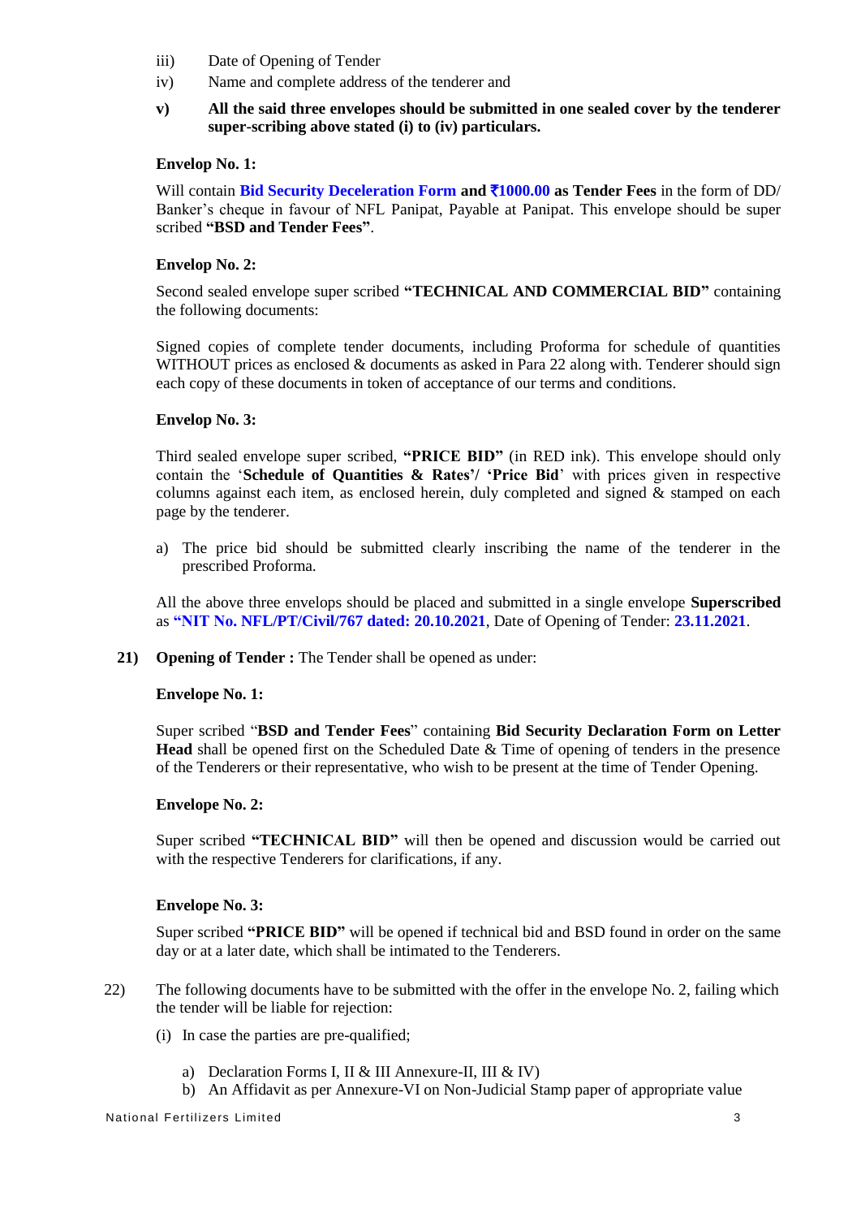iii) Date of Opening of Tender

iv) Name and complete address of the tenderer and

**v) All the said three envelopes should be submitted in one sealed cover by the tenderer super-scribing above stated (i) to (iv) particulars.**

**Envelop No. 1:**

Will contain **Bid Security Deceleration Form and ₹1000.00 as Tender Fees** in the form of DD/ Banker's cheque in favour of NFL Panipat, Payable at Panipat. This envelope should be super scribed **"BSD and Tender Fees"**.

**Envelop No. 2:**

Second sealed envelope super scribed **"TECHNICAL AND COMMERCIAL BID"** containing the following documents:

Signed copies of complete tender documents, including Proforma for schedule of quantities WITHOUT prices as enclosed & documents as asked in Para 22 along with. Tenderer should sign each copy of these documents in token of acceptance of our terms and conditions.

**Envelop No. 3:**

Third sealed envelope super scribed, **"PRICE BID"** (in RED ink). This envelope should only contain the '**Schedule of Quantities & Rates'/ 'Price Bid**' with prices given in respective columns against each item, as enclosed herein, duly completed and signed & stamped on each page by the tenderer.

a) The price bid should be submitted clearly inscribing the name of the tenderer in the prescribed Proforma.

All the above three envelops should be placed and submitted in a single envelope **Superscribed** as **"NIT No. NFL/PT/Civil/767 dated: 20.10.2021**, Date of Opening of Tender: **23.11.2021**.

**21) Opening of Tender :** The Tender shall be opened as under:

**Envelope No. 1:**

Super scribed "**BSD and Tender Fees**" containing **Bid Security Declaration Form on Letter Head** shall be opened first on the Scheduled Date & Time of opening of tenders in the presence of the Tenderers or their representative, who wish to be present at the time of Tender Opening.

**Envelope No. 2:**

Super scribed **"TECHNICAL BID"** will then be opened and discussion would be carried out with the respective Tenderers for clarifications, if any.

**Envelope No. 3:**

Super scribed **"PRICE BID"** will be opened if technical bid and BSD found in order on the same day or at a later date, which shall be intimated to the Tenderers.

22) The following documents have to be submitted with the offer in the envelope No. 2, failing which the tender will be liable for rejection:

(i) In case the parties are pre-qualified;

a) Declaration Forms I, II & III Annexure-II, III & IV)
b) An Affidavit as per Annexure-VI on Non-Judicial Stamp paper of appropriate value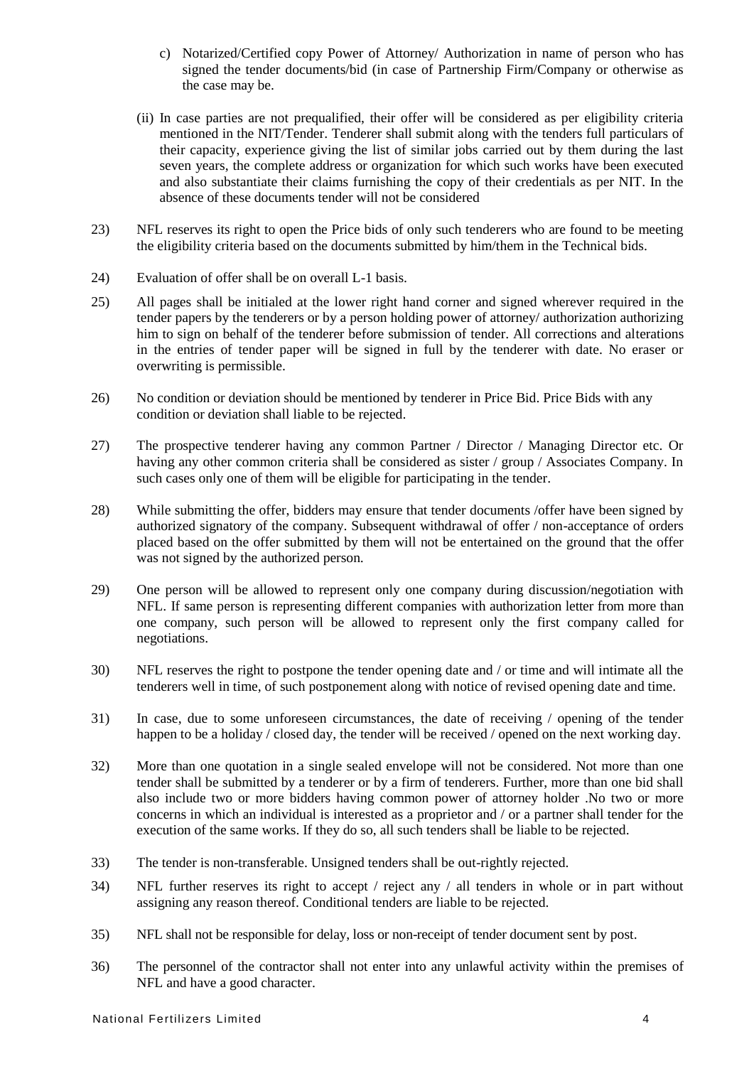c) Notarized/Certified copy Power of Attorney/ Authorization in name of person who has signed the tender documents/bid (in case of Partnership Firm/Company or otherwise as the case may be.

(ii) In case parties are not prequalified, their offer will be considered as per eligibility criteria mentioned in the NIT/Tender. Tenderer shall submit along with the tenders full particulars of their capacity, experience giving the list of similar jobs carried out by them during the last seven years, the complete address or organization for which such works have been executed and also substantiate their claims furnishing the copy of their credentials as per NIT. In the absence of these documents tender will not be considered

23) NFL reserves its right to open the Price bids of only such tenderers who are found to be meeting the eligibility criteria based on the documents submitted by him/them in the Technical bids.

24) Evaluation of offer shall be on overall L-1 basis.

25) All pages shall be initialed at the lower right hand corner and signed wherever required in the tender papers by the tenderers or by a person holding power of attorney/ authorization authorizing him to sign on behalf of the tenderer before submission of tender. All corrections and alterations in the entries of tender paper will be signed in full by the tenderer with date. No eraser or overwriting is permissible.

26) No condition or deviation should be mentioned by tenderer in Price Bid. Price Bids with any condition or deviation shall liable to be rejected.

27) The prospective tenderer having any common Partner / Director / Managing Director etc. Or having any other common criteria shall be considered as sister / group / Associates Company. In such cases only one of them will be eligible for participating in the tender.

28) While submitting the offer, bidders may ensure that tender documents /offer have been signed by authorized signatory of the company. Subsequent withdrawal of offer / non-acceptance of orders placed based on the offer submitted by them will not be entertained on the ground that the offer was not signed by the authorized person.

29) One person will be allowed to represent only one company during discussion/negotiation with NFL. If same person is representing different companies with authorization letter from more than one company, such person will be allowed to represent only the first company called for negotiations.

30) NFL reserves the right to postpone the tender opening date and / or time and will intimate all the tenderers well in time, of such postponement along with notice of revised opening date and time.

31) In case, due to some unforeseen circumstances, the date of receiving / opening of the tender happen to be a holiday / closed day, the tender will be received / opened on the next working day.

32) More than one quotation in a single sealed envelope will not be considered. Not more than one tender shall be submitted by a tenderer or by a firm of tenderers. Further, more than one bid shall also include two or more bidders having common power of attorney holder .No two or more concerns in which an individual is interested as a proprietor and / or a partner shall tender for the execution of the same works. If they do so, all such tenders shall be liable to be rejected.

33) The tender is non-transferable. Unsigned tenders shall be out-rightly rejected.

34) NFL further reserves its right to accept / reject any / all tenders in whole or in part without assigning any reason thereof. Conditional tenders are liable to be rejected.

35) NFL shall not be responsible for delay, loss or non-receipt of tender document sent by post.

36) The personnel of the contractor shall not enter into any unlawful activity within the premises of NFL and have a good character.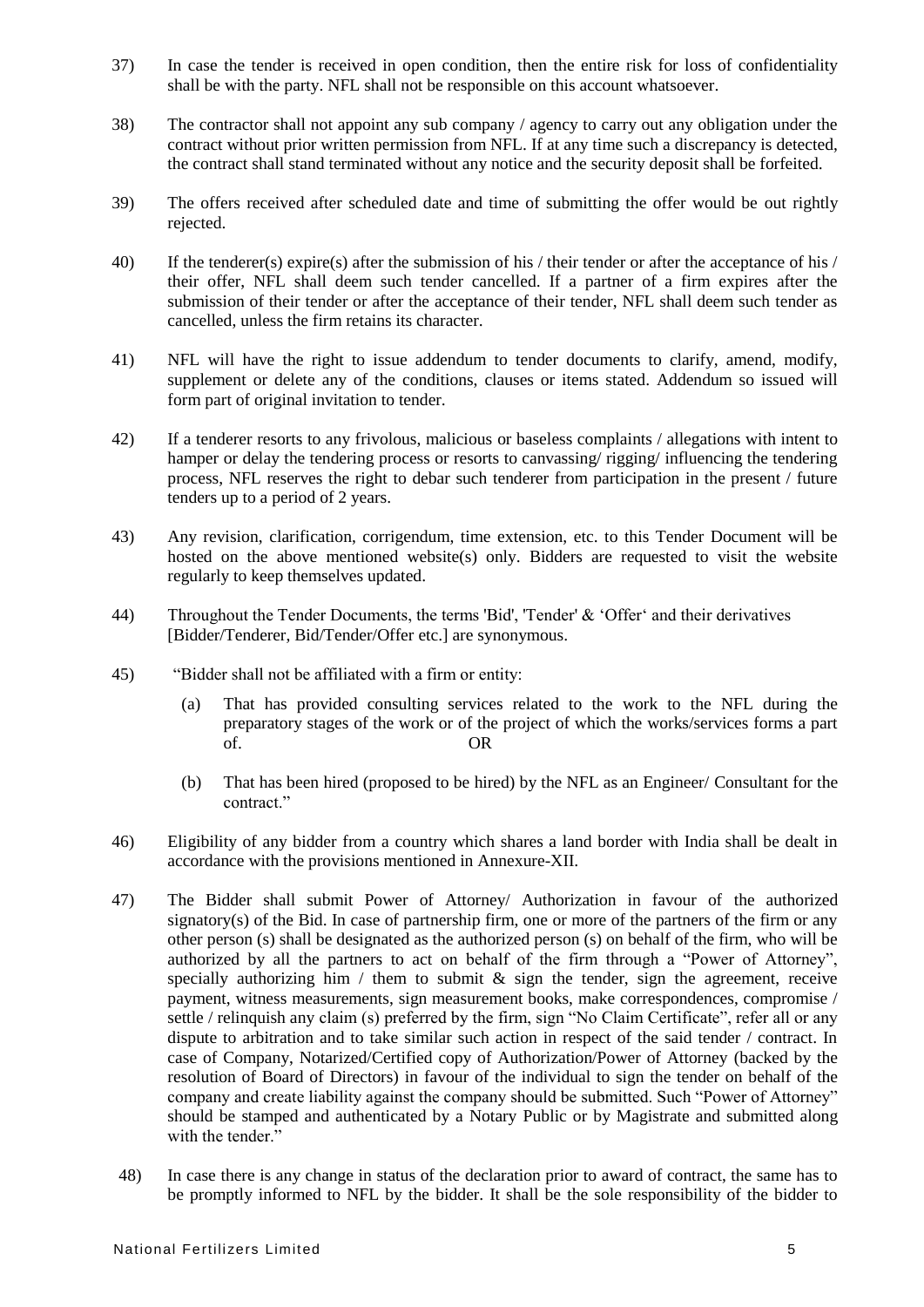37) In case the tender is received in open condition, then the entire risk for loss of confidentiality shall be with the party. NFL shall not be responsible on this account whatsoever.

38) The contractor shall not appoint any sub company / agency to carry out any obligation under the contract without prior written permission from NFL. If at any time such a discrepancy is detected, the contract shall stand terminated without any notice and the security deposit shall be forfeited.

39) The offers received after scheduled date and time of submitting the offer would be out rightly rejected.

40) If the tenderer(s) expire(s) after the submission of his / their tender or after the acceptance of his / their offer, NFL shall deem such tender cancelled. If a partner of a firm expires after the submission of their tender or after the acceptance of their tender, NFL shall deem such tender as cancelled, unless the firm retains its character.

41) NFL will have the right to issue addendum to tender documents to clarify, amend, modify, supplement or delete any of the conditions, clauses or items stated. Addendum so issued will form part of original invitation to tender.

42) If a tenderer resorts to any frivolous, malicious or baseless complaints / allegations with intent to hamper or delay the tendering process or resorts to canvassing/ rigging/ influencing the tendering process, NFL reserves the right to debar such tenderer from participation in the present / future tenders up to a period of 2 years.

43) Any revision, clarification, corrigendum, time extension, etc. to this Tender Document will be hosted on the above mentioned website(s) only. Bidders are requested to visit the website regularly to keep themselves updated.

44) Throughout the Tender Documents, the terms 'Bid', 'Tender' & 'Offer' and their derivatives [Bidder/Tenderer, Bid/Tender/Offer etc.] are synonymous.

45) "Bidder shall not be affiliated with a firm or entity:

    (a) That has provided consulting services related to the work to the NFL during the preparatory stages of the work or of the project of which the works/services forms a part of. OR

    (b) That has been hired (proposed to be hired) by the NFL as an Engineer/ Consultant for the contract."

46) Eligibility of any bidder from a country which shares a land border with India shall be dealt in accordance with the provisions mentioned in Annexure-XII.

47) The Bidder shall submit Power of Attorney/ Authorization in favour of the authorized signatory(s) of the Bid. In case of partnership firm, one or more of the partners of the firm or any other person (s) shall be designated as the authorized person (s) on behalf of the firm, who will be authorized by all the partners to act on behalf of the firm through a "Power of Attorney", specially authorizing him / them to submit & sign the tender, sign the agreement, receive payment, witness measurements, sign measurement books, make correspondences, compromise / settle / relinquish any claim (s) preferred by the firm, sign "No Claim Certificate", refer all or any dispute to arbitration and to take similar such action in respect of the said tender / contract. In case of Company, Notarized/Certified copy of Authorization/Power of Attorney (backed by the resolution of Board of Directors) in favour of the individual to sign the tender on behalf of the company and create liability against the company should be submitted. Such "Power of Attorney" should be stamped and authenticated by a Notary Public or by Magistrate and submitted along with the tender."

48) In case there is any change in status of the declaration prior to award of contract, the same has to be promptly informed to NFL by the bidder. It shall be the sole responsibility of the bidder to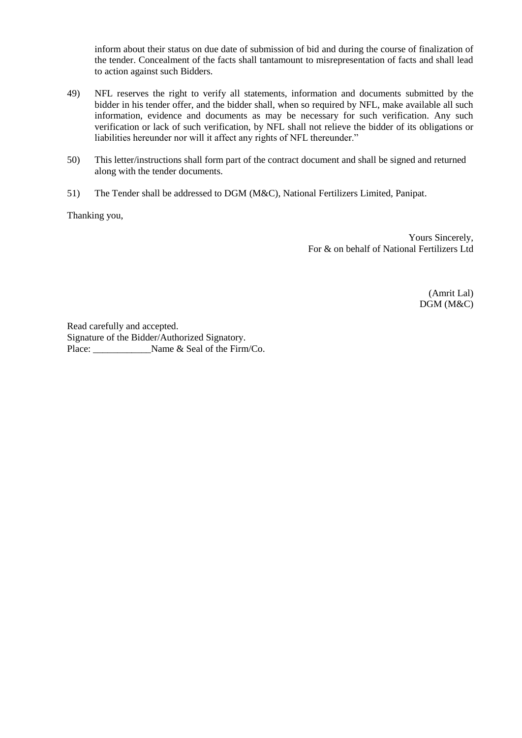inform about their status on due date of submission of bid and during the course of finalization of the tender. Concealment of the facts shall tantamount to misrepresentation of facts and shall lead to action against such Bidders.

49) NFL reserves the right to verify all statements, information and documents submitted by the bidder in his tender offer, and the bidder shall, when so required by NFL, make available all such information, evidence and documents as may be necessary for such verification. Any such verification or lack of such verification, by NFL shall not relieve the bidder of its obligations or liabilities hereunder nor will it affect any rights of NFL thereunder."

50) This letter/instructions shall form part of the contract document and shall be signed and returned along with the tender documents.

51) The Tender shall be addressed to DGM (M&C), National Fertilizers Limited, Panipat.

Thanking you,

Yours Sincerely,
For & on behalf of National Fertilizers Ltd

(Amrit Lal)
DGM (M&C)

Read carefully and accepted.
Signature of the Bidder/Authorized Signatory.
Place: ____________Name & Seal of the Firm/Co.